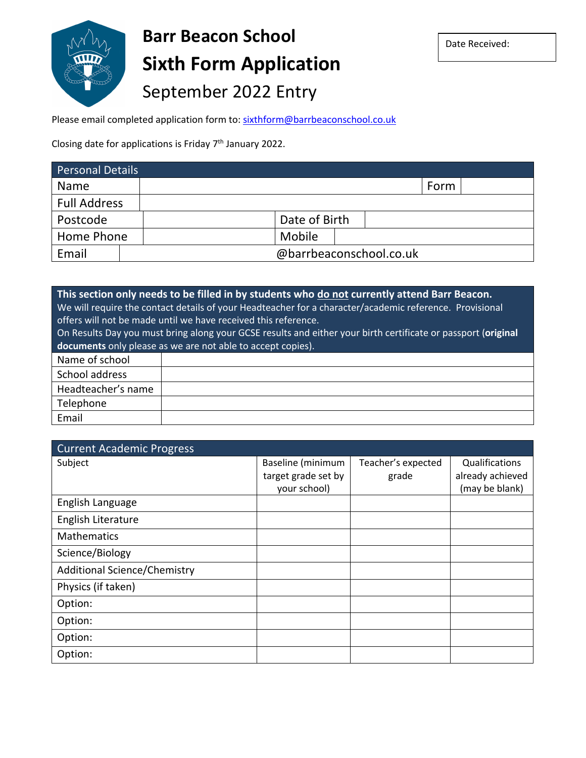# Barr Beacon School

## Sixth Form Application

### September 2022 Entry

| Date Received: |
|---|

Please email completed application form to: sixthform@barrbeaconschool.co.uk

Closing date for applications is Friday 7th January 2022.

| Personal Details | | | |
|---|---|---|---|
| Name | | Form | |
| Full Address | | | |
| Postcode | | Date of Birth | |
| Home Phone | | Mobile | |
| Email | @barrbeaconschool.co.uk | | |

| **This section only needs to be filled in by students who do not currently attend Barr Beacon.** We will require the contact details of your Headteacher for a character/academic reference. Provisional offers will not be made until we have received this reference. On Results Day you must bring along your GCSE results and either your birth certificate or passport (**original documents** only please as we are not able to accept copies). | |
|---|---|
| Name of school | |
| School address | |
| Headteacher's name | |
| Telephone | |
| Email | |

| Current Academic Progress | | | |
|---|---|---|---|
| Subject | Baseline (minimum target grade set by your school) | Teacher's expected grade | Qualifications already achieved (may be blank) |
| English Language | | | |
| English Literature | | | |
| Mathematics | | | |
| Science/Biology | | | |
| Additional Science/Chemistry | | | |
| Physics (if taken) | | | |
| Option: | | | |
| Option: | | | |
| Option: | | | |
| Option: | | | |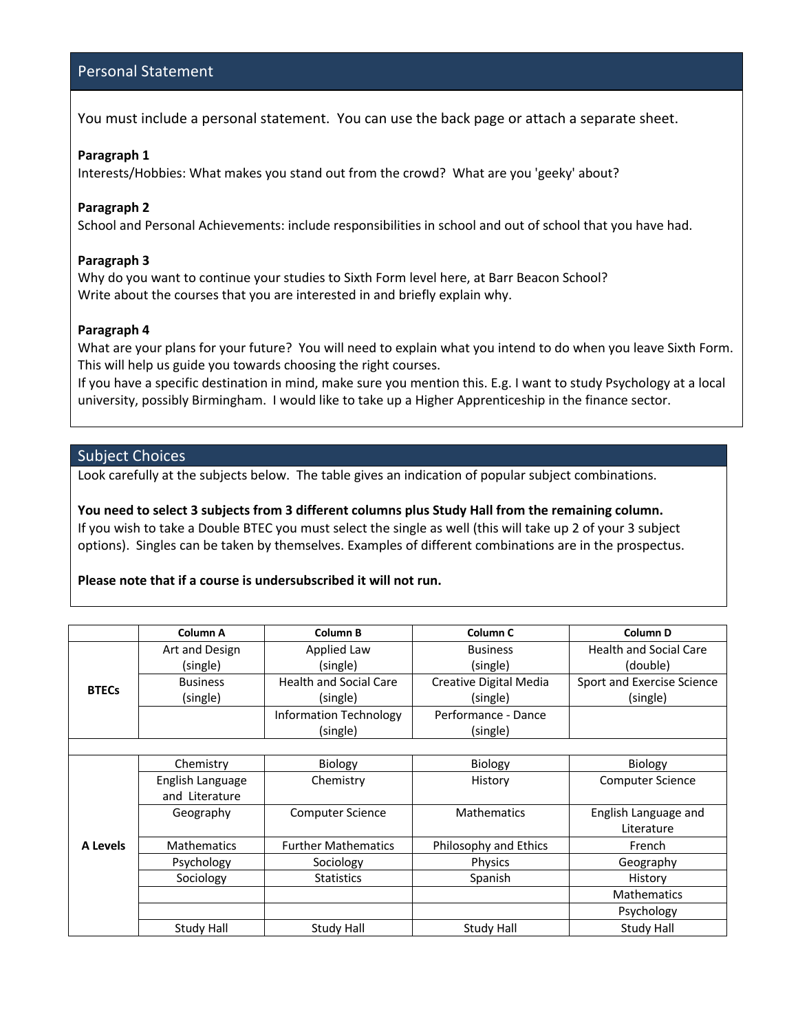## Personal Statement

You must include a personal statement. You can use the back page or attach a separate sheet.

**Paragraph 1**
Interests/Hobbies: What makes you stand out from the crowd? What are you 'geeky' about?

**Paragraph 2**
School and Personal Achievements: include responsibilities in school and out of school that you have had.

**Paragraph 3**
Why do you want to continue your studies to Sixth Form level here, at Barr Beacon School?
Write about the courses that you are interested in and briefly explain why.

**Paragraph 4**
What are your plans for your future? You will need to explain what you intend to do when you leave Sixth Form. This will help us guide you towards choosing the right courses.
If you have a specific destination in mind, make sure you mention this. E.g. I want to study Psychology at a local university, possibly Birmingham. I would like to take up a Higher Apprenticeship in the finance sector.

## Subject Choices

Look carefully at the subjects below. The table gives an indication of popular subject combinations.

**You need to select 3 subjects from 3 different columns plus Study Hall from the remaining column.**
If you wish to take a Double BTEC you must select the single as well (this will take up 2 of your 3 subject options). Singles can be taken by themselves. Examples of different combinations are in the prospectus.

**Please note that if a course is undersubscribed it will not run.**

| | Column A | Column B | Column C | Column D |
|---|---|---|---|---|
| **BTECs** | Art and Design (single) | Applied Law (single) | Business (single) | Health and Social Care (double) |
| | Business (single) | Health and Social Care (single) | Creative Digital Media (single) | Sport and Exercise Science (single) |
| | | Information Technology (single) | Performance - Dance (single) | |
| | | | | |
| **A Levels** | Chemistry | Biology | Biology | Biology |
| | English Language and Literature | Chemistry | History | Computer Science |
| | Geography | Computer Science | Mathematics | English Language and Literature |
| | Mathematics | Further Mathematics | Philosophy and Ethics | French |
| | Psychology | Sociology | Physics | Geography |
| | Sociology | Statistics | Spanish | History |
| | | | | Mathematics |
| | | | | Psychology |
| | Study Hall | Study Hall | Study Hall | Study Hall |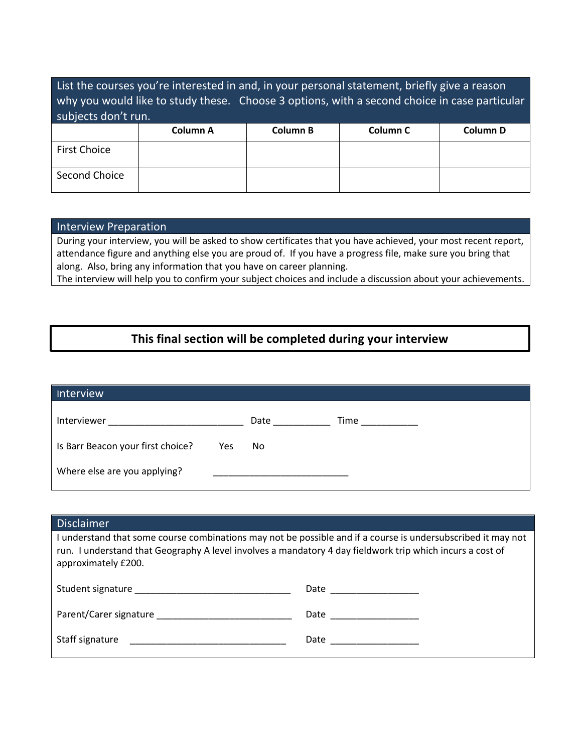List the courses you're interested in and, in your personal statement, briefly give a reason why you would like to study these. Choose 3 options, with a second choice in case particular subjects don't run.

| | Column A | Column B | Column C | Column D |
|---|---|---|---|---|
| First Choice | | | | |
| Second Choice | | | | |

## Interview Preparation

During your interview, you will be asked to show certificates that you have achieved, your most recent report, attendance figure and anything else you are proud of. If you have a progress file, make sure you bring that along. Also, bring any information that you have on career planning.
The interview will help you to confirm your subject choices and include a discussion about your achievements.

**This final section will be completed during your interview**

## Interview

Interviewer ___________________________ Date ___________ Time ___________

Is Barr Beacon your first choice? Yes No

Where else are you applying? ___________________________

## Disclaimer

I understand that some course combinations may not be possible and if a course is undersubscribed it may not run. I understand that Geography A level involves a mandatory 4 day fieldwork trip which incurs a cost of approximately £200.

Student signature _______________________________ Date _________________

Parent/Carer signature ___________________________ Date _________________

Staff signature _______________________________ Date _________________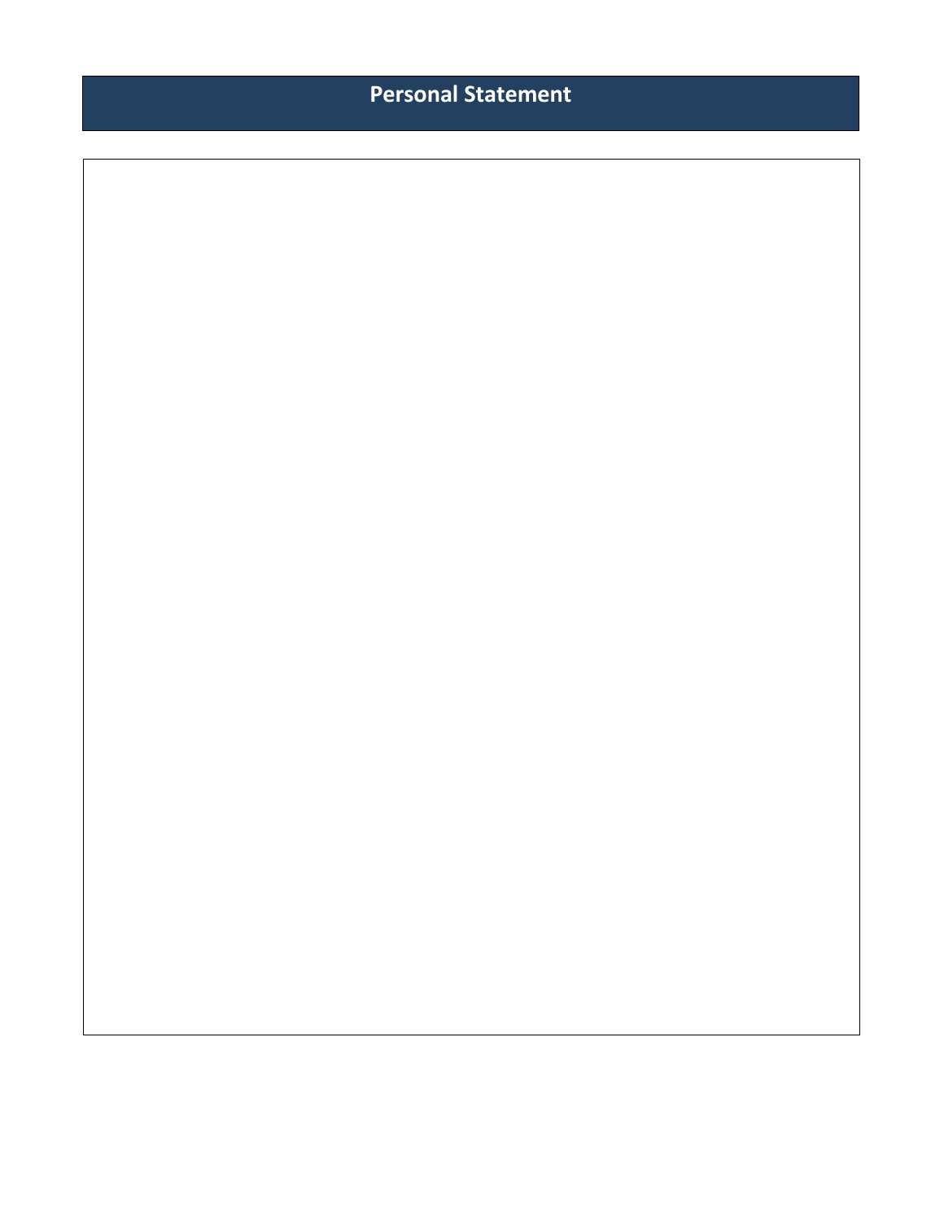# Personal Statement